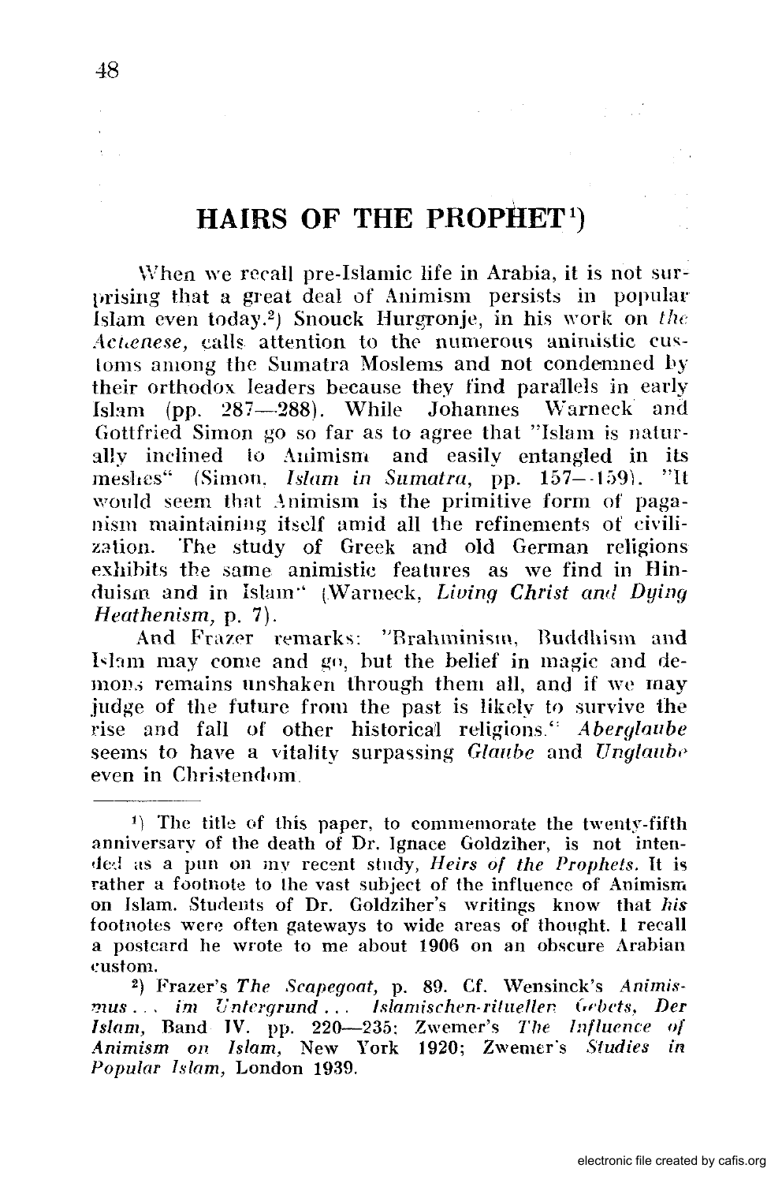# HAIRS OF THE PROPHET[1])

When we recall pre-Islamic life in Arabia, it is not surprising that a great deal of Animism persists in popular Islam even today.[2]) Snouck Hurgronje, in his work on *the Achenese,* calls attention to the numerous animistic customs among the Sumatra Moslems and not condemned by their orthodox leaders because they find parallels in early Islam (pp. 287—288). While Johannes Warneck and Gottfried Simon go so far as to agree that "Islam is naturally inclined to Animism and easily entangled in its meshes" (Simon, *Islam in Sumatra,* pp. 157—159). "It would seem that Animism is the primitive form of paganism maintaining itself amid all the refinements of civilization. The study of Greek and old German religions exhibits the same animistic features as we find in Hinduism and in Islam" (Warneck, *Living Christ and Dying Heathenism,* p. 7).

And Frazer remarks: "Brahminism, Buddhism and Islam may come and go, but the belief in magic and demons remains unshaken through them all, and if we may judge of the future from the past is likely to survive the rise and fall of other historical religions." *Aberglaube* seems to have a vitality surpassing *Glaube* and *Unglaube* even in Christendom.

---

[1]) The title of this paper, to commemorate the twenty-fifth anniversary of the death of Dr. Ignace Goldziher, is not intended as a pun on my recent study, *Heirs of the Prophets.* It is rather a footnote to the vast subject of the influence of Animism on Islam. Students of Dr. Goldziher's writings know that *his* footnotes were often gateways to wide areas of thought. I recall a postcard he wrote to me about 1906 on an obscure Arabian custom.

[2]) Frazer's *The Scapegoat,* p. 89. Cf. Wensinck's *Animismus . . . im Untergrund . . . Islamischen-rituellen Gebets, Der Islam,* Band IV. pp. 220—235; Zwemer's *The Influence of Animism on Islam,* New York 1920; Zwemer's *Studies in Popular Islam,* London 1939.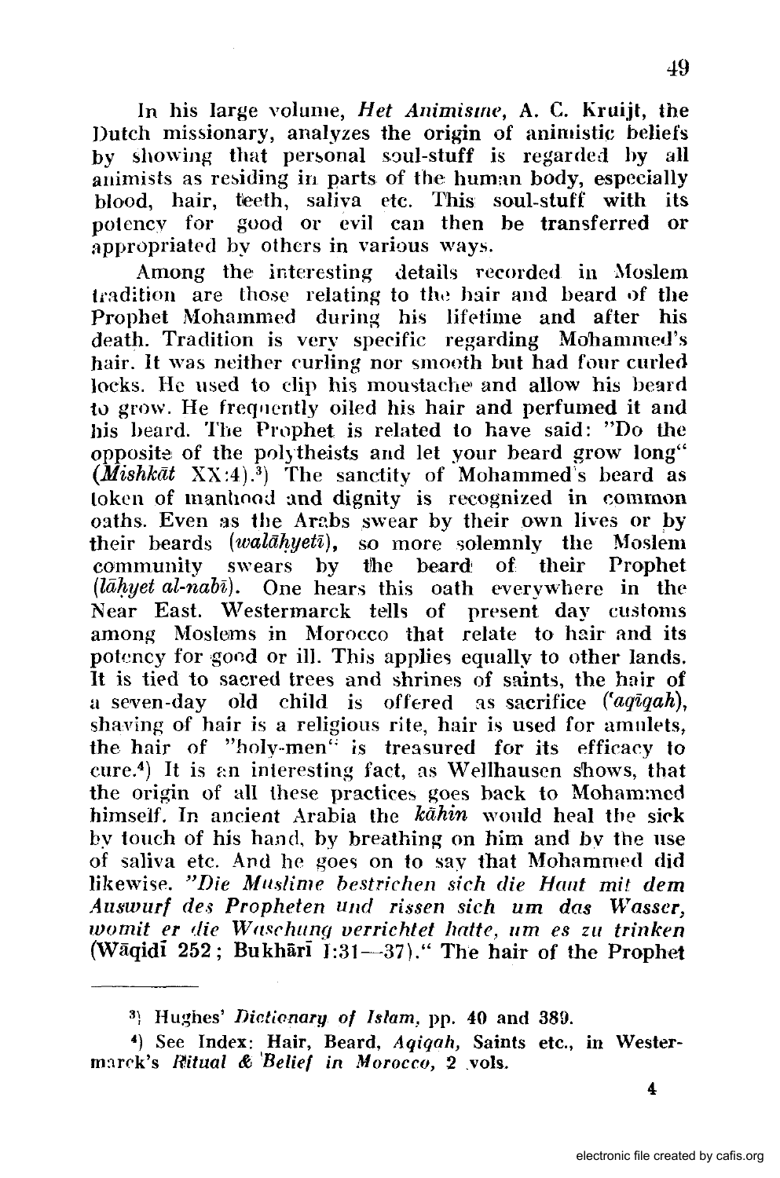In his large volume, *Het Animisme*, A. C. Kruijt, the Dutch missionary, analyzes the origin of animistic beliefs by showing that personal soul-stuff is regarded by all animists as residing in parts of the human body, especially blood, hair, teeth, saliva etc. This soul-stuff with its potency for good or evil can then be transferred or appropriated by others in various ways.

Among the interesting details recorded in Moslem tradition are those relating to the hair and beard of the Prophet Mohammed during his lifetime and after his death. Tradition is very specific regarding Mohammed's hair. It was neither curling nor smooth but had four curled locks. He used to clip his moustache and allow his beard to grow. He frequently oiled his hair and perfumed it and his beard. The Prophet is related to have said: "Do the opposite of the polytheists and let your beard grow long" (*Mishkāt* XX:4).[3] The sanctity of Mohammed's beard as token of manhood and dignity is recognized in common oaths. Even as the Arabs swear by their own lives or by their beards (*walāhyetī*), so more solemnly the Moslem community swears by the beard of their Prophet (*lāhyet al-nabī*). One hears this oath everywhere in the Near East. Westermarck tells of present day customs among Moslems in Morocco that relate to hair and its potency for good or ill. This applies equally to other lands. It is tied to sacred trees and shrines of saints, the hair of a seven-day old child is offered as sacrifice (*'aqīqah*), shaving of hair is a religious rite, hair is used for amulets, the hair of "holy-men" is treasured for its efficacy to cure.[4] It is an interesting fact, as Wellhausen shows, that the origin of all these practices goes back to Mohammed himself. In ancient Arabia the *kāhin* would heal the sick by touch of his hand, by breathing on him and by the use of saliva etc. And he goes on to say that Mohammed did likewise. *"Die Muslime bestrichen sich die Haut mit dem Auswurf des Propheten und rissen sich um das Wasser, womit er die Waschung verrichtet hatte, um es zu trinken* (Wāqidī 252; Bukhārī 1:31—37)." The hair of the Prophet

---

[3] Hughes' *Dictionary of Islam*, pp. 40 and 389.

[4] See Index: Hair, Beard, *Aqiqah*, Saints etc., in Westermarck's *Ritual & Belief in Morocco*, 2 vols.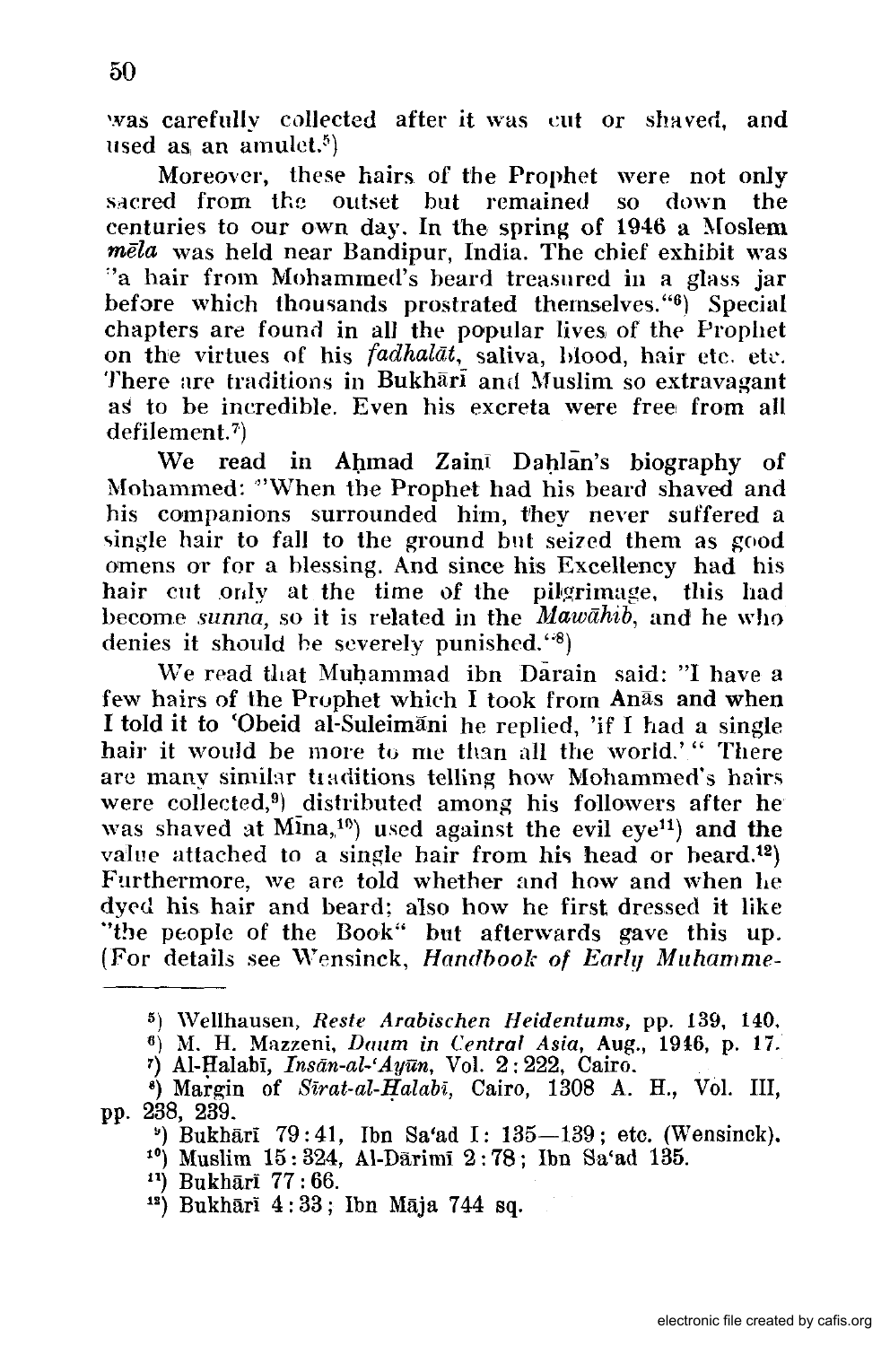was carefully collected after it was cut or shaved, and used as an amulet.[5]

Moreover, these hairs of the Prophet were not only sacred from the outset but remained so down the centuries to our own day. In the spring of 1946 a Moslem *mēla* was held near Bandipur, India. The chief exhibit was "a hair from Mohammed's beard treasured in a glass jar before which thousands prostrated themselves."[6] Special chapters are found in all the popular lives of the Prophet on the virtues of his *fadhalāt*, saliva, blood, hair etc. etc. There are traditions in Bukhārī and Muslim so extravagant as to be incredible. Even his excreta were free from all defilement.[7]

We read in Aḥmad Zainī Daḥlān's biography of Mohammed: "When the Prophet had his beard shaved and his companions surrounded him, they never suffered a single hair to fall to the ground but seized them as good omens or for a blessing. And since his Excellency had his hair cut only at the time of the pilgrimage, this had become *sunna*, so it is related in the *Mawāhib*, and he who denies it should be severely punished."[8]

We read that Muḥammad ibn Dārain said: "I have a few hairs of the Prophet which I took from Anās and when I told it to 'Obeid al-Suleimāni he replied, 'if I had a single hair it would be more to me than all the world.'" There are many similar traditions telling how Mohammed's hairs were collected,[9] distributed among his followers after he was shaved at Mīna,[10] used against the evil eye[11] and the value attached to a single hair from his head or beard.[12] Furthermore, we are told whether and how and when he dyed his hair and beard; also how he first dressed it like "the people of the Book" but afterwards gave this up. (For details see Wensinck, *Handbook of Early Muhamme-*

---

[5] Wellhausen, *Reste Arabischen Heidentums*, pp. 139, 140.

[6] M. H. Mazzeni, *Dawn in Central Asia*, Aug., 1946, p. 17.

[7] Al-Ḥalabī, *Insān-al-'Ayūn*, Vol. 2 : 222, Cairo.

[8] Margin of *Sīrat-al-Ḥalabī*, Cairo, 1308 A. H., Vol. III, pp. 238, 239.

[9] Bukhārī 79 : 41, Ibn Sa'ad I : 135—139; etc. (Wensinck).

[10] Muslim 15 : 324, Al-Dārimī 2 : 78; Ibn Sa'ad 135.

[11] Bukhārī 77 : 66.

[12] Bukhārī 4 : 33; Ibn Māja 744 sq.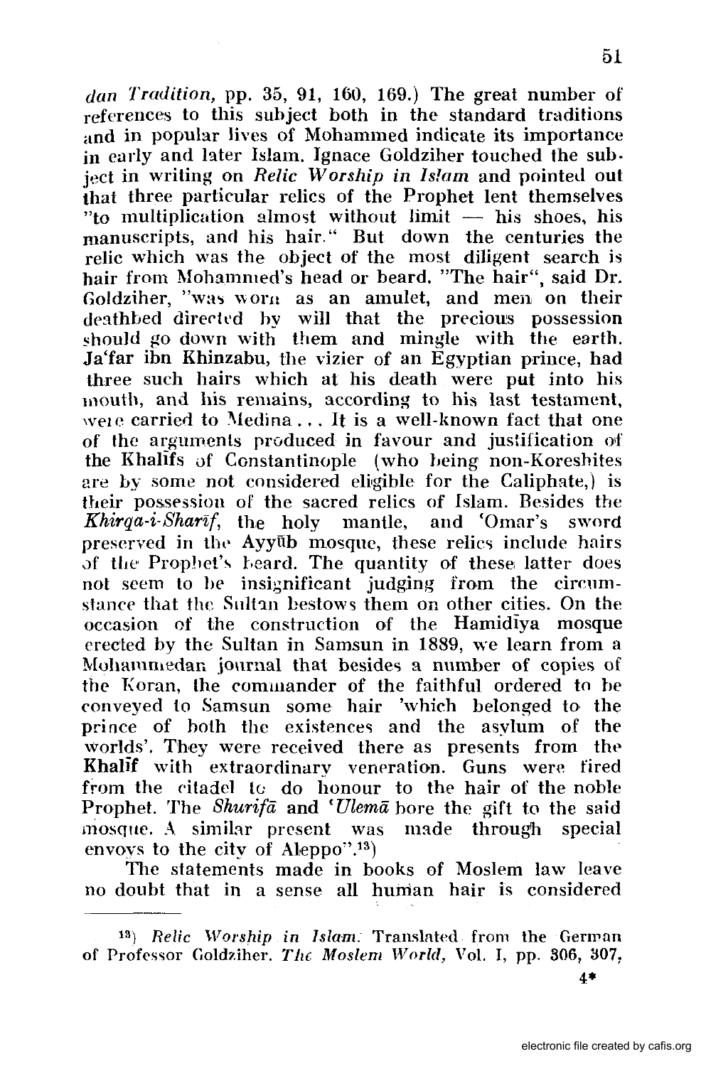*dan Tradition*, pp. 35, 91, 160, 169.) The great number of references to this subject both in the standard traditions and in popular lives of Mohammed indicate its importance in early and later Islam. Ignace Goldziher touched the subject in writing on *Relic Worship in Islam* and pointed out that three particular relics of the Prophet lent themselves "to multiplication almost without limit — his shoes, his manuscripts, and his hair." But down the centuries the relic which was the object of the most diligent search is hair from Mohammed's head or beard. "The hair", said Dr. Goldziher, "was worn as an amulet, and men on their deathbed directed by will that the precious possession should go down with them and mingle with the earth. Ja'far ibn Khinzabu, the vizier of an Egyptian prince, had three such hairs which at his death were put into his mouth, and his remains, according to his last testament, were carried to Medina ... It is a well-known fact that one of the arguments produced in favour and justification of the Khalīfs of Constantinople (who being non-Koreshites are by some not considered eligible for the Caliphate,) is their possession of the sacred relics of Islam. Besides the *Khirqa-i-Sharīf*, the holy mantle, and 'Omar's sword preserved in the Ayyūb mosque, these relics include hairs of the Prophet's beard. The quantity of these latter does not seem to be insignificant judging from the circumstance that the Sultan bestows them on other cities. On the occasion of the construction of the Hamidīya mosque erected by the Sultan in Samsun in 1889, we learn from a Mohammedan journal that besides a number of copies of the Koran, the commander of the faithful ordered to be conveyed to Samsun some hair 'which belonged to the prince of both the existences and the asylum of the worlds'. They were received there as presents from the Khalīf with extraordinary veneration. Guns were fired from the citadel to do honour to the hair of the noble Prophet. The *Shurifā* and *'Ulemā* bore the gift to the said mosque. A similar present was made through special envoys to the city of Aleppo".[13])

The statements made in books of Moslem law leave no doubt that in a sense all human hair is considered

---

[13]) *Relic Worship in Islam.* Translated from the German of Professor Goldziher. *The Moslem World*, Vol. I, pp. 306, 307.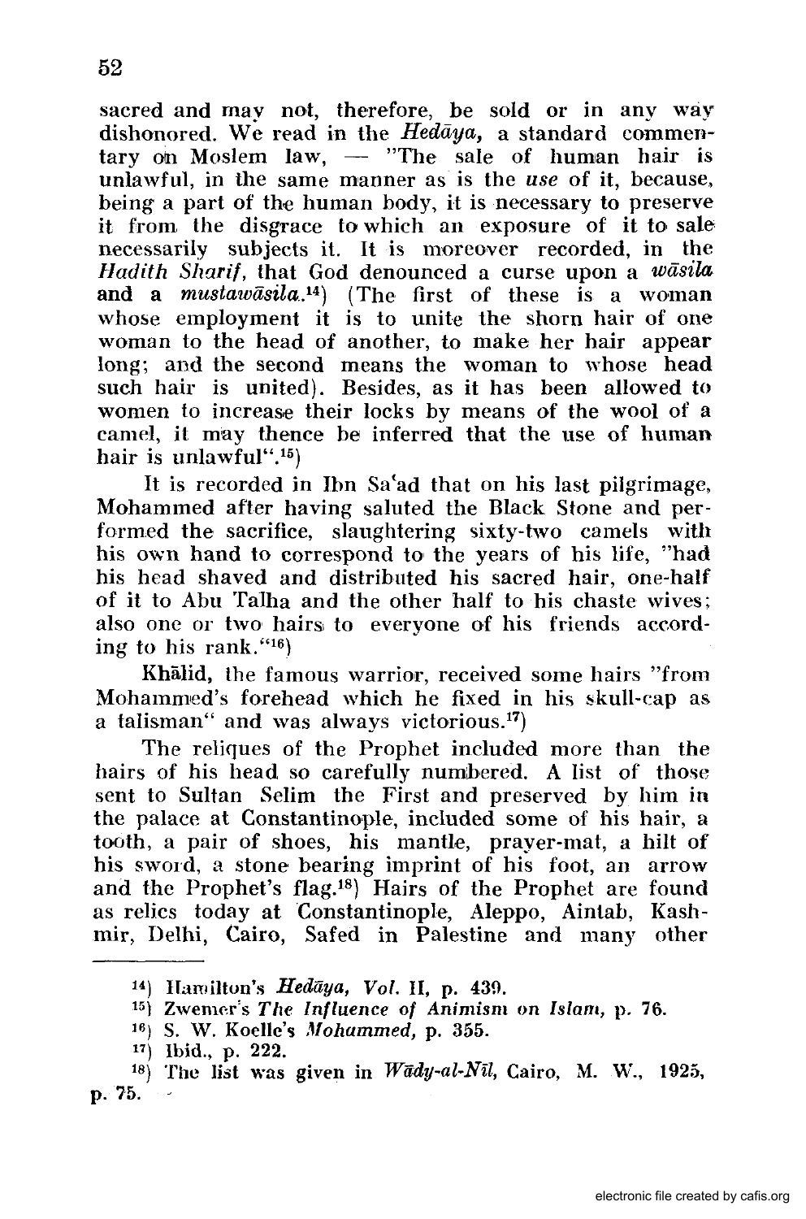sacred and may not, therefore, be sold or in any way dishonored. We read in the *Hedāya*, a standard commentary on Moslem law, — "The sale of human hair is unlawful, in the same manner as is the *use* of it, because, being a part of the human body, it is necessary to preserve it from the disgrace to which an exposure of it to sale necessarily subjects it. It is moreover recorded, in the *Hadith Sharif*, that God denounced a curse upon a *wāsila* and a *mustawāsila*.[14]) (The first of these is a woman whose employment it is to unite the shorn hair of one woman to the head of another, to make her hair appear long; and the second means the woman to whose head such hair is united). Besides, as it has been allowed to women to increase their locks by means of the wool of a camel, it may thence be inferred that the use of human hair is unlawful".[15])

It is recorded in Ibn Sa'ad that on his last pilgrimage, Mohammed after having saluted the Black Stone and performed the sacrifice, slaughtering sixty-two camels with his own hand to correspond to the years of his life, "had his head shaved and distributed his sacred hair, one-half of it to Abu Talha and the other half to his chaste wives; also one or two hairs to everyone of his friends according to his rank."[16])

**Khālid**, the famous warrior, received some hairs "from Mohammed's forehead which he fixed in his skull-cap as a talisman" and was always victorious.[17])

The reliques of the Prophet included more than the hairs of his head so carefully numbered. A list of those sent to Sultan Selim the First and preserved by him in the palace at Constantinople, included some of his hair, a tooth, a pair of shoes, his mantle, prayer-mat, a hilt of his sword, a stone bearing imprint of his foot, an arrow and the Prophet's flag.[18]) Hairs of the Prophet are found as relics today at Constantinople, Aleppo, Aintab, Kashmir, Delhi, Cairo, Safed in Palestine and many other

---

[14]) Hamilton's *Hedāya, Vol.* II, p. 439.

[15]) Zwemer's *The Influence of Animism on Islam*, p. 76.

[16]) S. W. Koelle's *Mohammed*, p. 355.

[17]) Ibid., p. 222.

[18]) The list was given in *Wādy-al-Nīl*, Cairo, M. W., 1925, p. 75.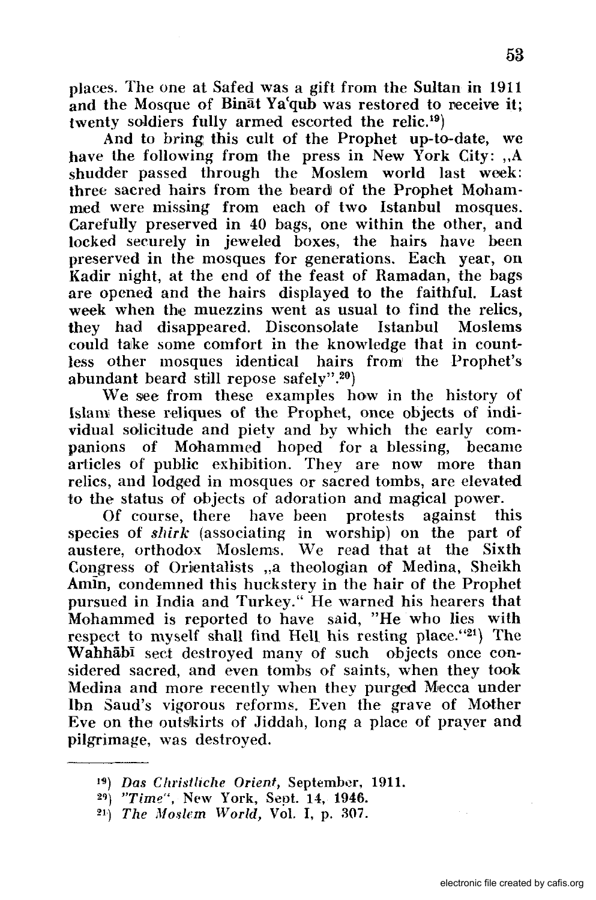places. The one at Safed was a gift from the Sultan in 1911 and the Mosque of Bināt Ya'qub was restored to receive it; twenty soldiers fully armed escorted the relic.[19])

And to bring this cult of the Prophet up-to-date, we have the following from the press in New York City: „A shudder passed through the Moslem world last week: three sacred hairs from the beard of the Prophet Mohammed were missing from each of two Istanbul mosques. Carefully preserved in 40 bags, one within the other, and locked securely in jeweled boxes, the hairs have been preserved in the mosques for generations. Each year, on Kadir night, at the end of the feast of Ramadan, the bags are opened and the hairs displayed to the faithful. Last week when the muezzins went as usual to find the relics, they had disappeared. Disconsolate Istanbul Moslems could take some comfort in the knowledge that in countless other mosques identical hairs from the Prophet's abundant beard still repose safely".[20])

We see from these examples how in the history of Islam these reliques of the Prophet, once objects of individual solicitude and piety and by which the early companions of Mohammed hoped for a blessing, became articles of public exhibition. They are now more than relics, and lodged in mosques or sacred tombs, are elevated to the status of objects of adoration and magical power.

Of course, there have been protests against this species of *shirk* (associating in worship) on the part of austere, orthodox Moslems. We read that at the Sixth Congress of Orientalists „a theologian of Medina, Sheikh Amīn, condemned this huckstery in the hair of the Prophet pursued in India and Turkey." He warned his hearers that Mohammed is reported to have said, "He who lies with respect to myself shall find Hell his resting place."[21]) The Wahhābī sect destroyed many of such objects once considered sacred, and even tombs of saints, when they took Medina and more recently when they purged Mecca under Ibn Saud's vigorous reforms. Even the grave of Mother Eve on the outskirts of Jiddah, long a place of prayer and pilgrimage, was destroyed.

---

[19]) *Das Christliche Orient*, September, 1911.

[20]) *"Time"*, New York, Sept. 14, 1946.

[21]) *The Moslem World*, Vol. I, p. 307.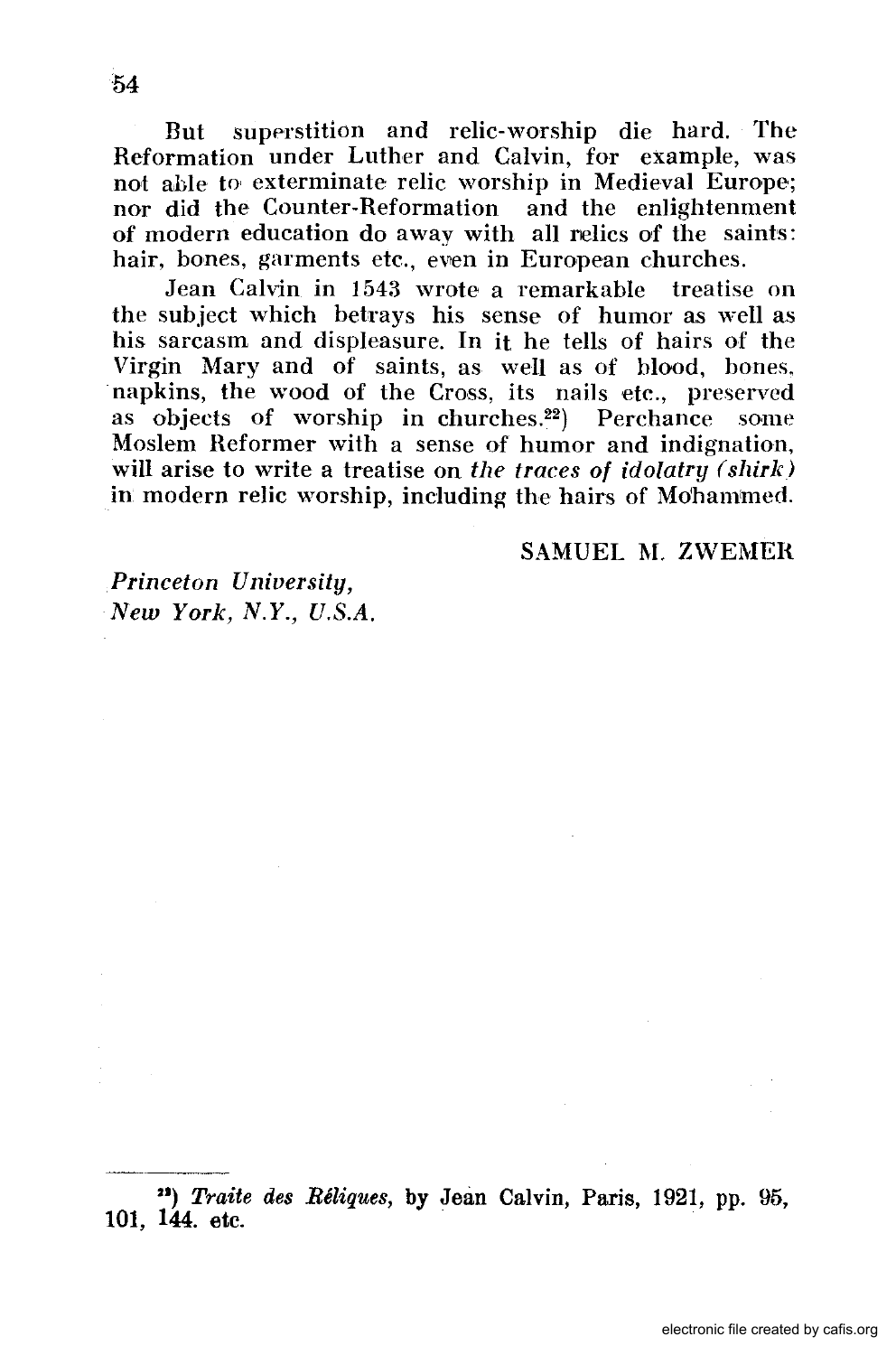But superstition and relic-worship die hard. The Reformation under Luther and Calvin, for example, was not able to exterminate relic worship in Medieval Europe; nor did the Counter-Reformation and the enlightenment of modern education do away with all relics of the saints: hair, bones, garments etc., even in European churches.

Jean Calvin in 1543 wrote a remarkable treatise on the subject which betrays his sense of humor as well as his sarcasm and displeasure. In it he tells of hairs of the Virgin Mary and of saints, as well as of blood, bones, napkins, the wood of the Cross, its nails etc., preserved as objects of worship in churches.[22]) Perchance some Moslem Reformer with a sense of humor and indignation, will arise to write a treatise on *the traces of idolatry (shirk)* in modern relic worship, including the hairs of Mohammed.

SAMUEL M. ZWEMER

*Princeton University,*
*New York, N.Y., U.S.A.*

---

[22]) *Traite des Réliques*, by Jean Calvin, Paris, 1921, pp. 95, 101, 144. etc.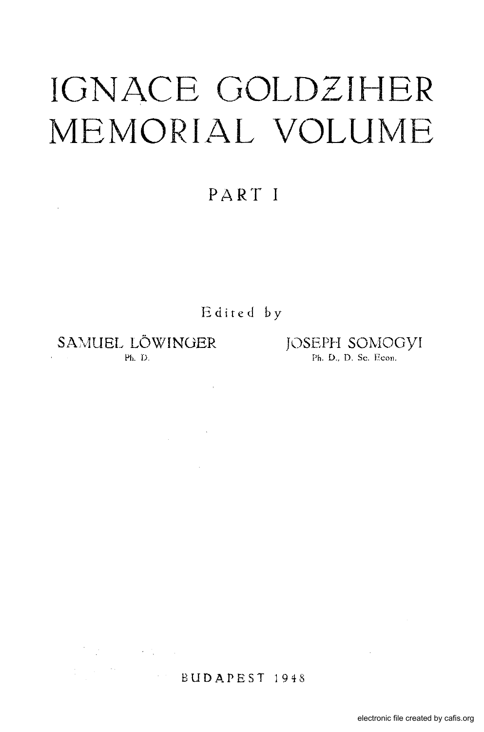# IGNACE GOLDZIHER MEMORIAL VOLUME

## PART I

Edited by

SAMUEL LÖWINGER
Ph. D.

JOSEPH SOMOGYI
Ph. D., D. Sc. Econ.

BUDAPEST 1948

electronic file created by cafis.org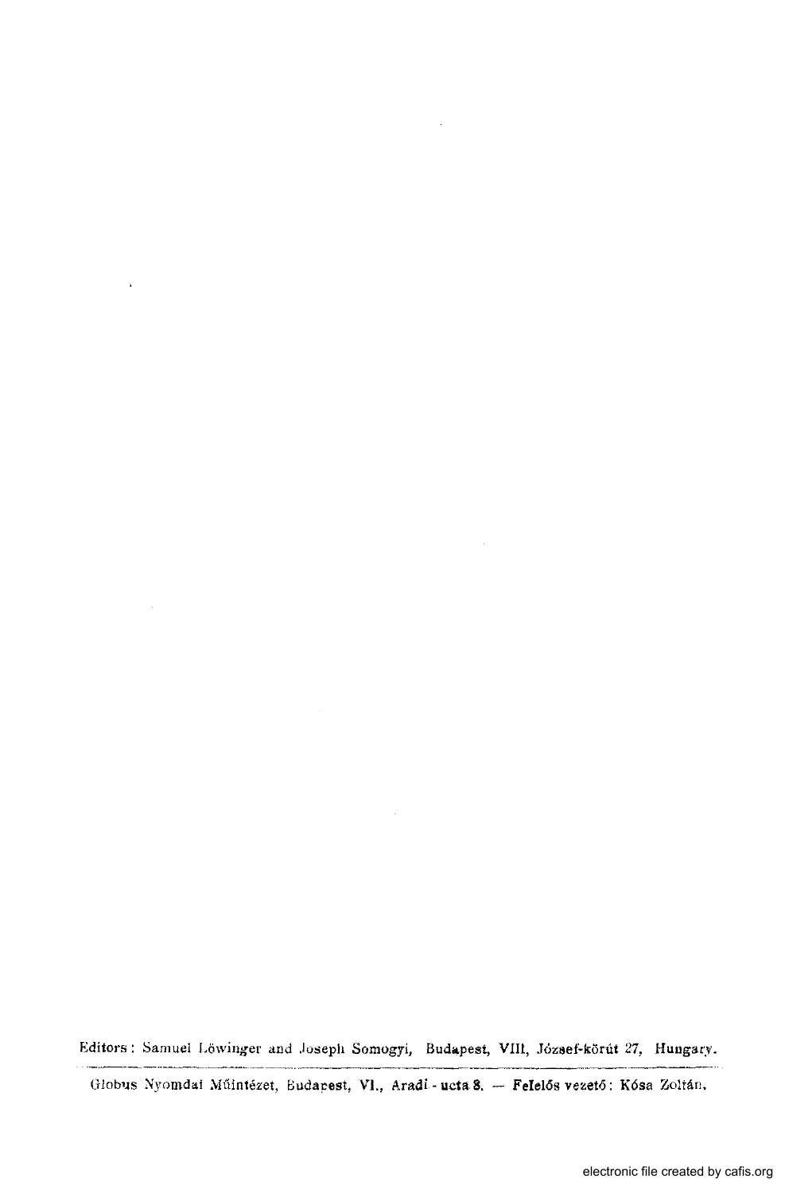Editors: Samuel Löwinger and Joseph Somogyi, Budapest, VIII, József-körút 27, Hungary.

---

Globus Nyomdai Műintézet, Budapest, VI., Aradi-ucta 8. — Felelős vezető: Kósa Zoltán.

electronic file created by cafis.org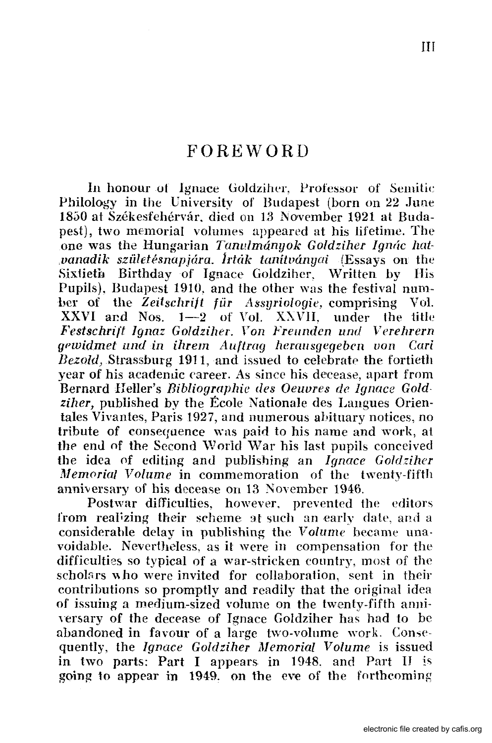# FOREWORD

In honour of Ignace Goldziher, Professor of Semitic Philology in the University of Budapest (born on 22 June 1850 at Székesfehérvár, died on 13 November 1921 at Budapest), two memorial volumes appeared at his lifetime. The one was the Hungarian *Tanulmányok Goldziher Ignác hatvanadik születésnapjára. Írták tanitványai* (Essays on the Sixtieth Birthday of Ignace Goldziher, Written by His Pupils), Budapest 1910, and the other was the festival number of the *Zeitschrift für Assyriologie,* comprising Vol. XXVI and Nos. 1—2 of Vol. XXVII, under the title *Festschrift Ignaz Goldziher. Von Freunden und Verehrern gewidmet und in ihrem Auftrag herausgegeben von Carl Bezold,* Strassburg 1911, and issued to celebrate the fortieth year of his academic career. As since his decease, apart from Bernard Heller's *Bibliographie des Oeuvres de Ignace Goldziher,* published by the École Nationale des Langues Orientales Vivantes, Paris 1927, and numerous obituary notices, no tribute of consequence was paid to his name and work, at the end of the Second World War his last pupils conceived the idea of editing and publishing an *Ignace Goldziher Memorial Volume* in commemoration of the twenty-fifth anniversary of his decease on 13 November 1946.

Postwar difficulties, however, prevented the editors from realizing their scheme at such an early date, and a considerable delay in publishing the *Volume* became unavoidable. Nevertheless, as it were in compensation for the difficulties so typical of a war-stricken country, most of the scholars who were invited for collaboration, sent in their contributions so promptly and readily that the original idea of issuing a medium-sized volume on the twenty-fifth anniversary of the decease of Ignace Goldziher has had to be abandoned in favour of a large two-volume work. Consequently, the *Ignace Goldziher Memorial Volume* is issued in two parts: Part I appears in 1948, and Part II is going to appear in 1949, on the eve of the forthcoming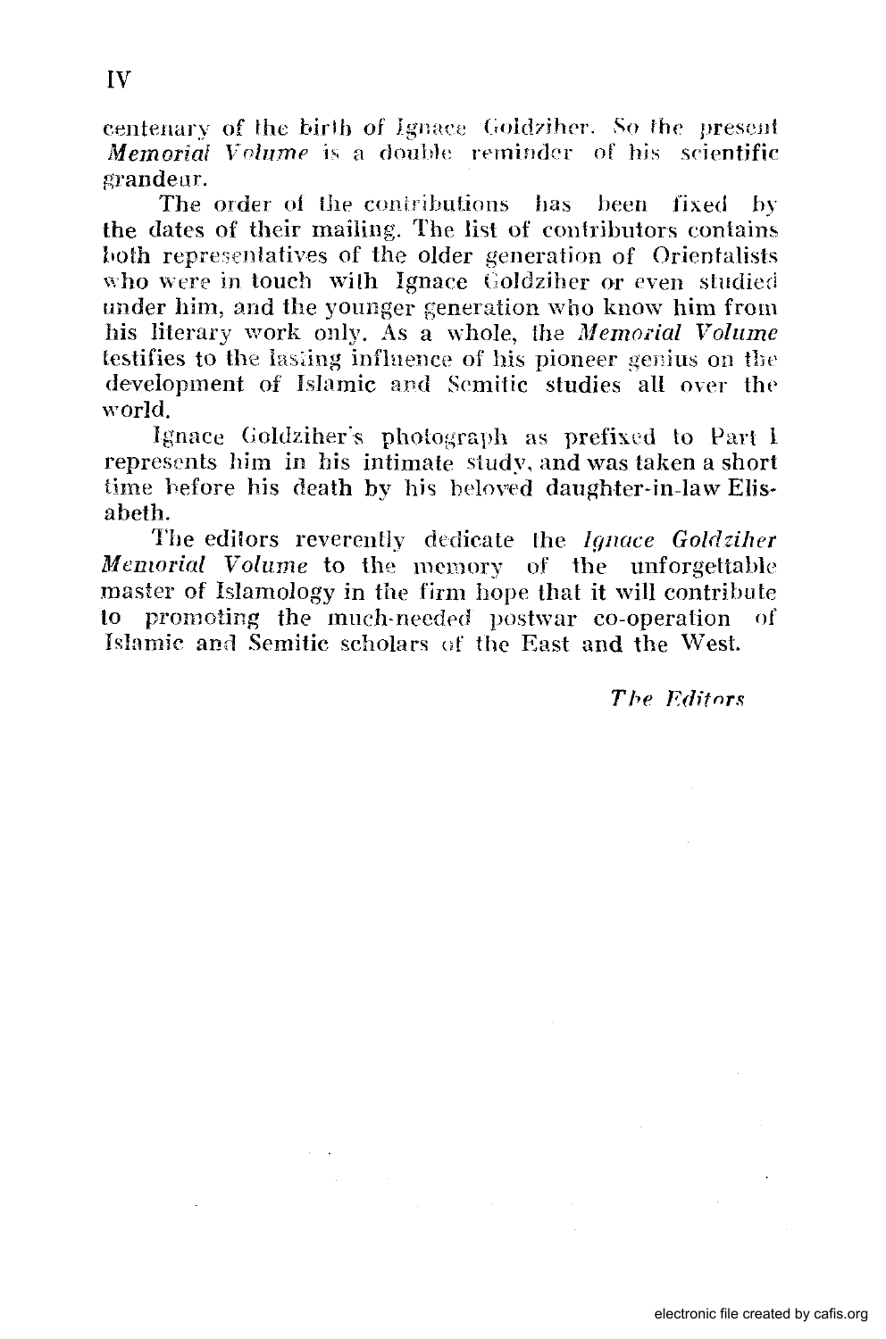centenary of the birth of Ignace Goldziher. So the present *Memorial Volume* is a double reminder of his scientific grandeur.

The order of the contributions has been fixed by the dates of their mailing. The list of contributors contains both representatives of the older generation of Orientalists who were in touch with Ignace Goldziher or even studied under him, and the younger generation who know him from his literary work only. As a whole, the *Memorial Volume* testifies to the lasting influence of his pioneer genius on the development of Islamic and Semitic studies all over the world.

Ignace Goldziher's photograph as prefixed to Part I represents him in his intimate study, and was taken a short time before his death by his beloved daughter-in-law Elisabeth.

The editors reverently dedicate the *Ignace Goldziher Memorial Volume* to the memory of the unforgettable master of Islamology in the firm hope that it will contribute to promoting the much-needed postwar co-operation of Islamic and Semitic scholars of the East and the West.

*The Editors*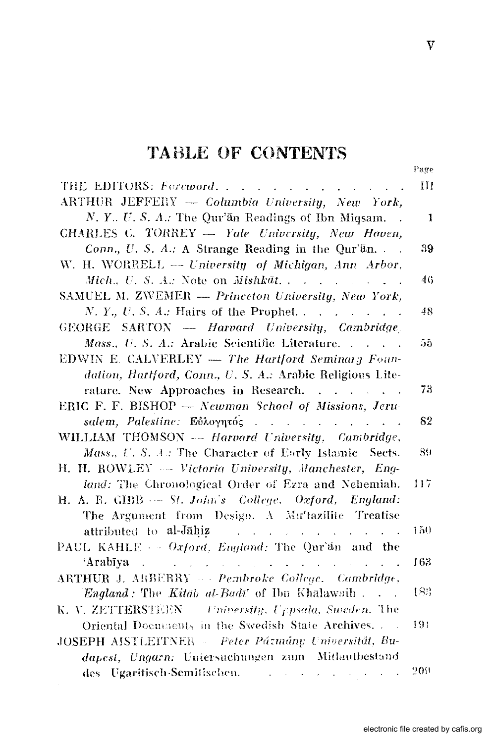# TABLE OF CONTENTS

| | Page |
|---|---|
| THE EDITORS: *Foreword* | III |
| ARTHUR JEFFERY — *Columbia University, New York, N. Y., U. S. A.:* The Qur'ān Readings of Ibn Miqsam | 1 |
| CHARLES C. TORREY — *Yale University, New Haven, Conn., U. S. A.:* A Strange Reading in the Qur'ān | 39 |
| W. H. WORRELL — *University of Michigan, Ann Arbor, Mich., U. S. A.:* Note on *Mishkāt* | 46 |
| SAMUEL M. ZWEMER — *Princeton University, New York, N. Y., U. S. A.:* Hairs of the Prophet | 48 |
| GEORGE SARTON — *Harvard University, Cambridge, Mass., U. S. A.:* Arabic Scientific Literature | 55 |
| EDWIN E. CALVERLEY — *The Hartford Seminary Foundation, Hartford, Conn., U. S. A.:* Arabic Religious Literature. New Approaches in Research | 73 |
| ERIC F. F. BISHOP — *Newman School of Missions, Jerusalem, Palestine:* Εὐλογητός | 82 |
| WILLIAM THOMSON — *Harvard University, Cambridge, Mass., U. S. A.:* The Character of Early Islamic Sects | 89 |
| H. H. ROWLEY — *Victoria University, Manchester, England:* The Chronological Order of Ezra and Nehemiah | 117 |
| H. A. R. GIBB — *St. John's College, Oxford, England:* The Argument from Design. A Mu'tazilite Treatise attributed to al-Jāḥiẓ | 150 |
| PAUL KAHLE — *Oxford, England:* The Qur'ān and the 'Arabīya | 163 |
| ARTHUR J. ARBERRY — *Pembroke College, Cambridge, England:* The *Kitāb al-Badī'* of Ibn Khālawaih | 183 |
| K. V. ZETTERSTÉEN — *University, Uppsala, Sweden:* The Oriental Documents in the Swedish State Archives | 191 |
| JOSEPH AISTLEITNER — *Peter Pázmány Universität, Budapest, Ungarn:* Untersuchungen zum Mitlautbestand des Ugaritisch-Semitischen | 209 |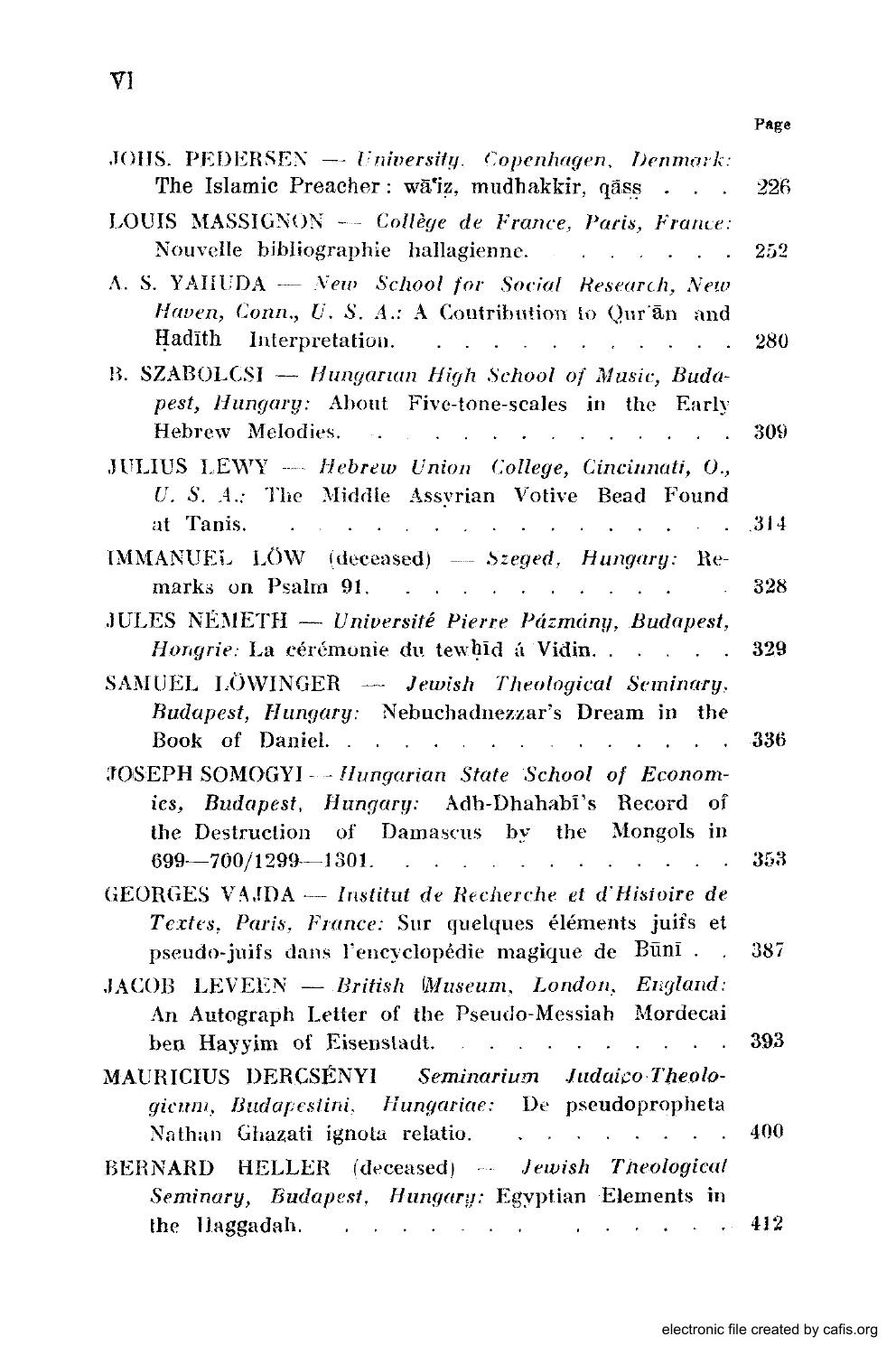Page

JOHS. PEDERSEN — *University, Copenhagen, Denmark:* The Islamic Preacher: wāʿiẓ, mudhakkir, qāṣṣ . . . 226

LOUIS MASSIGNON — *Collège de France, Paris, France:* Nouvelle bibliographie hallagienne. . . . . . . 252

A. S. YAHUDA — *New School for Social Research, New Haven, Conn., U. S. A.:* A Contribution to Qurʾān and Ḥadīth Interpretation. . . . . . . . . . . . 280

B. SZABOLCSI — *Hungarian High School of Music, Budapest, Hungary:* About Five-tone-scales in the Early Hebrew Melodies. . . . . . . . . . . . . 309

JULIUS LEWY — *Hebrew Union College, Cincinnati, O., U. S. A.:* The Middle Assyrian Votive Bead Found at Tanis. . . . . . . . . . . . . . . . 314

IMMANUEL LÖW (deceased) — *Szeged, Hungary:* Remarks on Psalm 91. . . . . . . . . . . 328

JULES NÉMETH — *Université Pierre Pázmány, Budapest, Hongrie:* La cérémonie du tewḥīd á Vidin. . . . . . 329

SAMUEL LÖWINGER — *Jewish Theological Seminary, Budapest, Hungary:* Nebuchadnezzar's Dream in the Book of Daniel. . . . . . . . . . . . . . . 336

JOSEPH SOMOGYI — *Hungarian State School of Economics, Budapest, Hungary:* Adh-Dhahabī's Record of the Destruction of Damascus by the Mongols in 699—700/1299—1301. . . . . . . . . . . . . 353

GEORGES VAJDA — *Institut de Recherche et d'Histoire de Textes, Paris, France:* Sur quelques éléments juifs et pseudo-juifs dans l'encyclopédie magique de Būnī . . 387

JACOB LEVEEN — *British Museum, London, England:* An Autograph Letter of the Pseudo-Messiah Mordecai ben Hayyim of Eisenstadt. . . . . . . . . . . 393

MAURICIUS DERCSÉNYI — *Seminarium Judaico Theologicum, Budapestini, Hungariae:* De pseudopropheta Nathan Ghazati ignota relatio. . . . . . . . . 400

BERNARD HELLER (deceased) — *Jewish Theological Seminary, Budapest, Hungary:* Egyptian Elements in the Haggadah. . . . . . . . . . . . . . . 412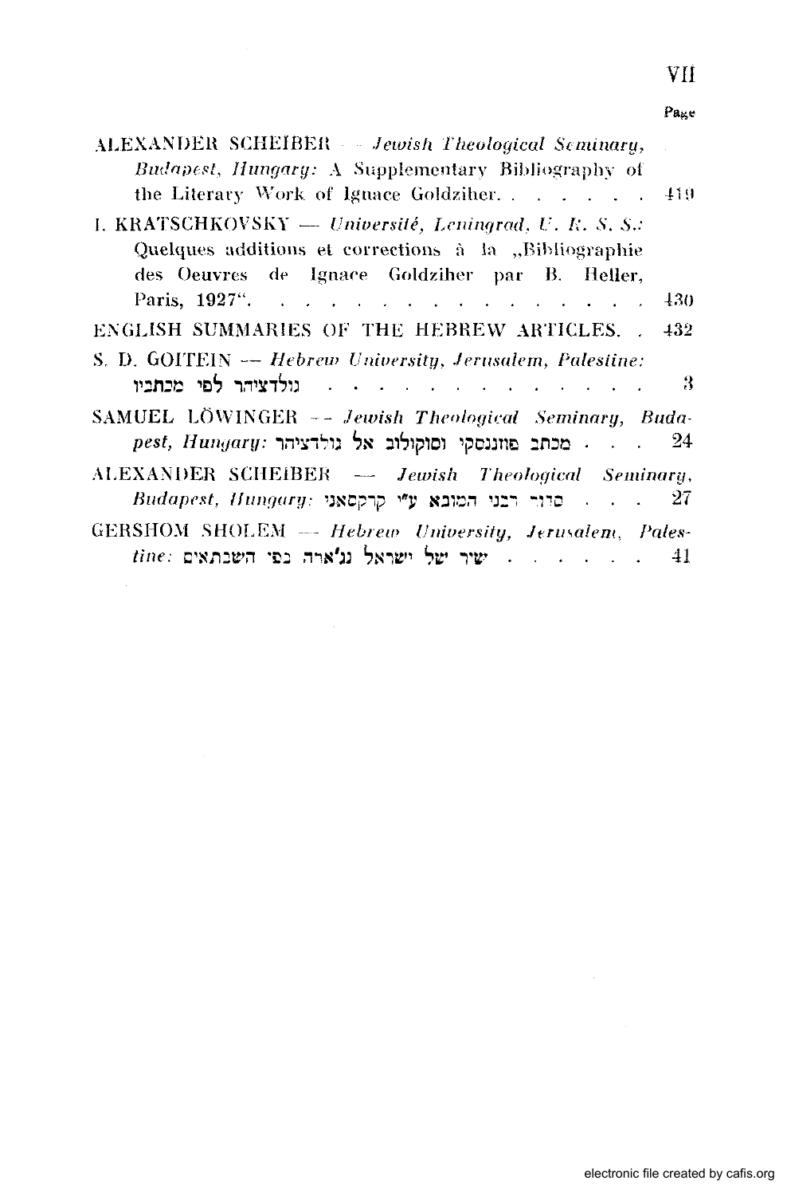Page

ALEXANDER SCHEIBER — *Jewish Theological Seminary, Budapest, Hungary:* A Supplementary Bibliography of the Literary Work of Ignace Goldziher. . . . . . . 419

I. KRATSCHKOVSKY — *Université, Leningrad, U. R. S. S.:* Quelques additions et corrections à la „Bibliographie des Oeuvres de Ignace Goldziher par B. Heller, Paris, 1927". . . . . . . . . . . . . . . . 430

ENGLISH SUMMARIES OF THE HEBREW ARTICLES. . 432

S. D. GOITEIN — *Hebrew University, Jerusalem, Palestine:* גולדציהר לפי מכתביו . . . . . . . . . . . . . 3

SAMUEL LÖWINGER — *Jewish Theological Seminary, Budapest, Hungary:* מכתב פוזננסקי וסוקולוב אל גולדציהר . . . . 24

ALEXANDER SCHEIBER — *Jewish Theological Seminary, Budapest, Hungary:* סדור רבני המובא ע"י קרקסאני . . . . 27

GERSHOM SHOLEM — *Hebrew University, Jerusalem, Palestine:* שיר של ישראל נג'ארה בפי השבתאים . . . . . . . 41

electronic file created by cafis.org